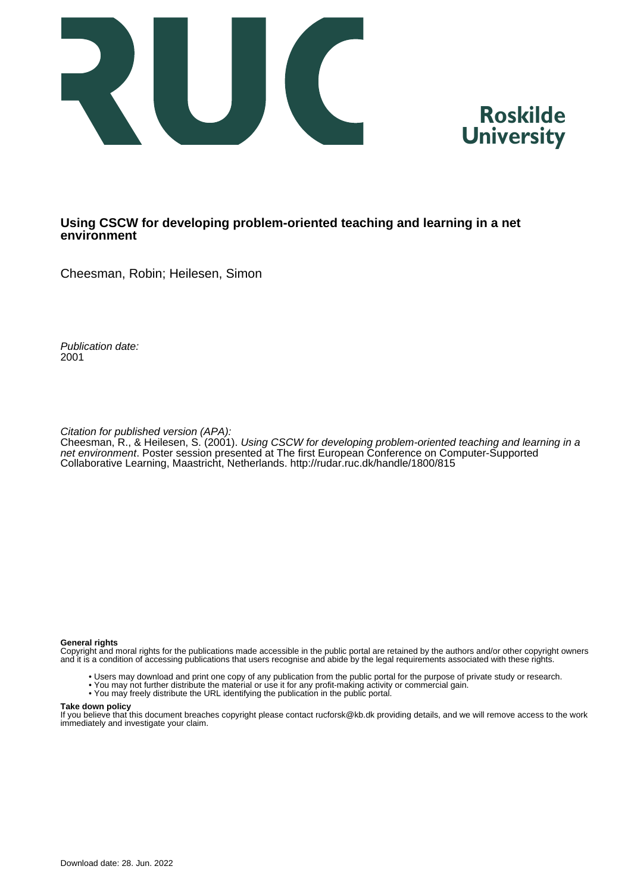Roskilde University

# Using CSCW for developing problem-oriented teaching and learning in a net environment

Cheesman, Robin; Heilesen, Simon

*Publication date:*
2001

*Citation for published version (APA):*
Cheesman, R., & Heilesen, S. (2001). *Using CSCW for developing problem-oriented teaching and learning in a net environment*. Poster session presented at The first European Conference on Computer-Supported Collaborative Learning, Maastricht, Netherlands. http://rudar.ruc.dk/handle/1800/815

**General rights**
Copyright and moral rights for the publications made accessible in the public portal are retained by the authors and/or other copyright owners and it is a condition of accessing publications that users recognise and abide by the legal requirements associated with these rights.

- Users may download and print one copy of any publication from the public portal for the purpose of private study or research.
- You may not further distribute the material or use it for any profit-making activity or commercial gain.
- You may freely distribute the URL identifying the publication in the public portal.

**Take down policy**
If you believe that this document breaches copyright please contact rucforsk@kb.dk providing details, and we will remove access to the work immediately and investigate your claim.

Download date: 28. Jun. 2022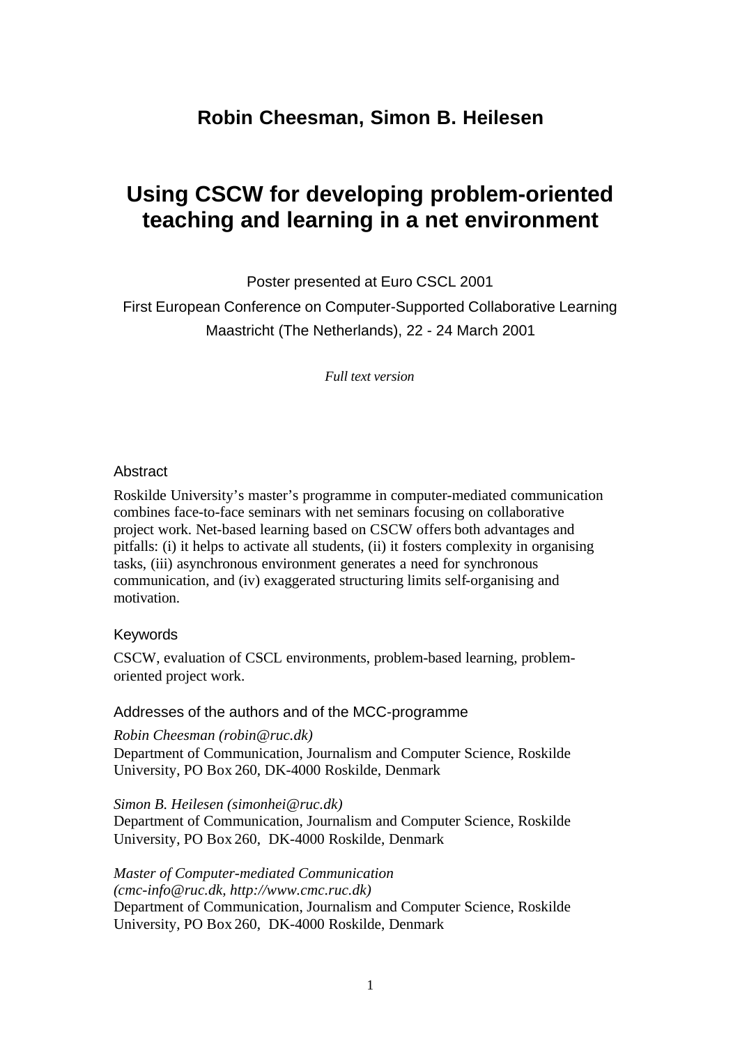**Robin Cheesman, Simon B. Heilesen**

# Using CSCW for developing problem-oriented teaching and learning in a net environment

Poster presented at Euro CSCL 2001

First European Conference on Computer-Supported Collaborative Learning

Maastricht (The Netherlands), 22 - 24 March 2001

*Full text version*

## Abstract

Roskilde University's master's programme in computer-mediated communication combines face-to-face seminars with net seminars focusing on collaborative project work. Net-based learning based on CSCW offers both advantages and pitfalls: (i) it helps to activate all students, (ii) it fosters complexity in organising tasks, (iii) asynchronous environment generates a need for synchronous communication, and (iv) exaggerated structuring limits self-organising and motivation.

## Keywords

CSCW, evaluation of CSCL environments, problem-based learning, problem-oriented project work.

## Addresses of the authors and of the MCC-programme

*Robin Cheesman (robin@ruc.dk)*
Department of Communication, Journalism and Computer Science, Roskilde University, PO Box 260, DK-4000 Roskilde, Denmark

*Simon B. Heilesen (simonhei@ruc.dk)*
Department of Communication, Journalism and Computer Science, Roskilde University, PO Box 260, DK-4000 Roskilde, Denmark

*Master of Computer-mediated Communication*
*(cmc-info@ruc.dk, http://www.cmc.ruc.dk)*
Department of Communication, Journalism and Computer Science, Roskilde University, PO Box 260, DK-4000 Roskilde, Denmark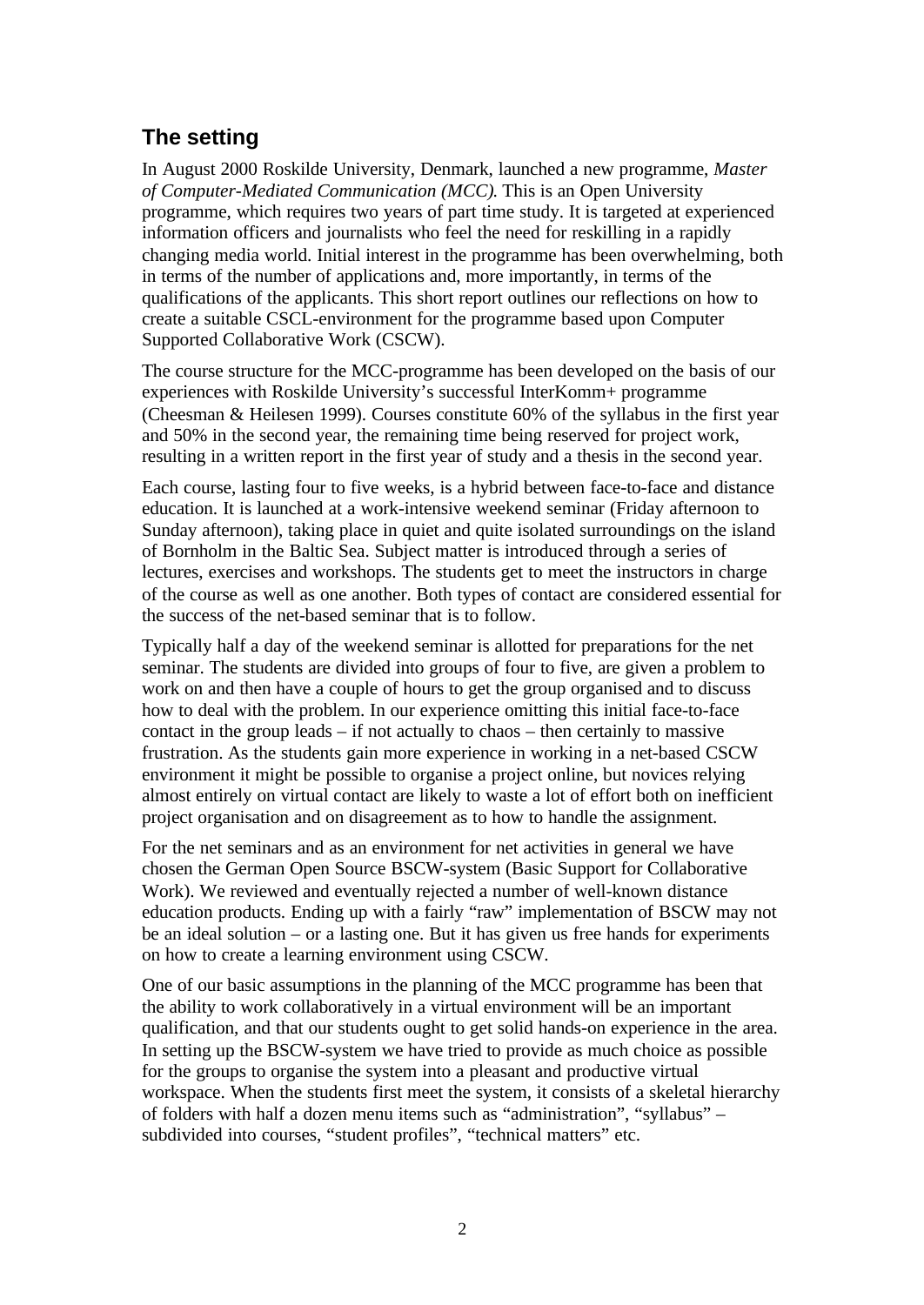## The setting

In August 2000 Roskilde University, Denmark, launched a new programme, *Master of Computer-Mediated Communication (MCC).* This is an Open University programme, which requires two years of part time study. It is targeted at experienced information officers and journalists who feel the need for reskilling in a rapidly changing media world. Initial interest in the programme has been overwhelming, both in terms of the number of applications and, more importantly, in terms of the qualifications of the applicants. This short report outlines our reflections on how to create a suitable CSCL-environment for the programme based upon Computer Supported Collaborative Work (CSCW).

The course structure for the MCC-programme has been developed on the basis of our experiences with Roskilde University's successful InterKomm+ programme (Cheesman & Heilesen 1999). Courses constitute 60% of the syllabus in the first year and 50% in the second year, the remaining time being reserved for project work, resulting in a written report in the first year of study and a thesis in the second year.

Each course, lasting four to five weeks, is a hybrid between face-to-face and distance education. It is launched at a work-intensive weekend seminar (Friday afternoon to Sunday afternoon), taking place in quiet and quite isolated surroundings on the island of Bornholm in the Baltic Sea. Subject matter is introduced through a series of lectures, exercises and workshops. The students get to meet the instructors in charge of the course as well as one another. Both types of contact are considered essential for the success of the net-based seminar that is to follow.

Typically half a day of the weekend seminar is allotted for preparations for the net seminar. The students are divided into groups of four to five, are given a problem to work on and then have a couple of hours to get the group organised and to discuss how to deal with the problem. In our experience omitting this initial face-to-face contact in the group leads – if not actually to chaos – then certainly to massive frustration. As the students gain more experience in working in a net-based CSCW environment it might be possible to organise a project online, but novices relying almost entirely on virtual contact are likely to waste a lot of effort both on inefficient project organisation and on disagreement as to how to handle the assignment.

For the net seminars and as an environment for net activities in general we have chosen the German Open Source BSCW-system (Basic Support for Collaborative Work). We reviewed and eventually rejected a number of well-known distance education products. Ending up with a fairly "raw" implementation of BSCW may not be an ideal solution – or a lasting one. But it has given us free hands for experiments on how to create a learning environment using CSCW.

One of our basic assumptions in the planning of the MCC programme has been that the ability to work collaboratively in a virtual environment will be an important qualification, and that our students ought to get solid hands-on experience in the area. In setting up the BSCW-system we have tried to provide as much choice as possible for the groups to organise the system into a pleasant and productive virtual workspace. When the students first meet the system, it consists of a skeletal hierarchy of folders with half a dozen menu items such as "administration", "syllabus" – subdivided into courses, "student profiles", "technical matters" etc.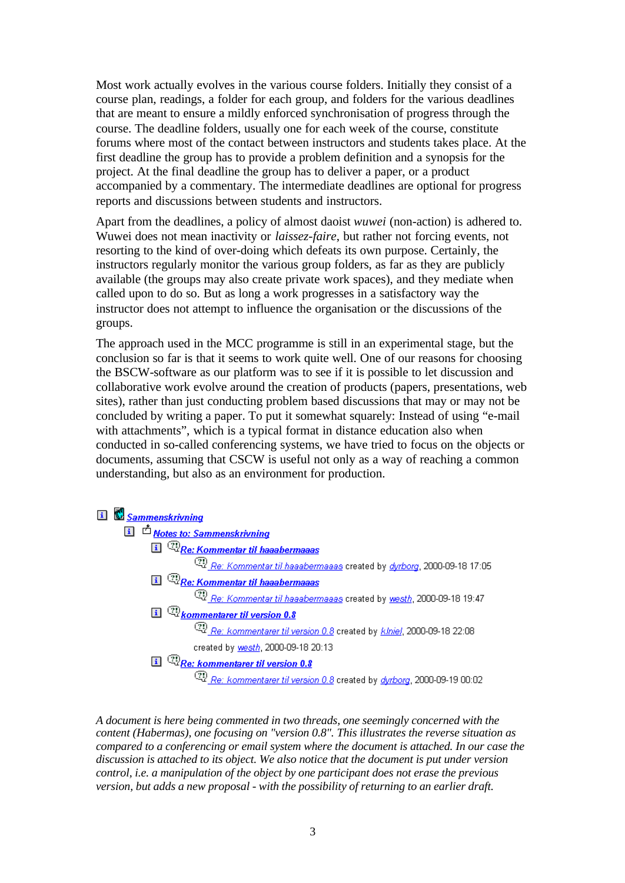Most work actually evolves in the various course folders. Initially they consist of a course plan, readings, a folder for each group, and folders for the various deadlines that are meant to ensure a mildly enforced synchronisation of progress through the course. The deadline folders, usually one for each week of the course, constitute forums where most of the contact between instructors and students takes place. At the first deadline the group has to provide a problem definition and a synopsis for the project. At the final deadline the group has to deliver a paper, or a product accompanied by a commentary. The intermediate deadlines are optional for progress reports and discussions between students and instructors.

Apart from the deadlines, a policy of almost daoist *wuwei* (non-action) is adhered to. Wuwei does not mean inactivity or *laissez-faire*, but rather not forcing events, not resorting to the kind of over-doing which defeats its own purpose. Certainly, the instructors regularly monitor the various group folders, as far as they are publicly available (the groups may also create private work spaces), and they mediate when called upon to do so. But as long a work progresses in a satisfactory way the instructor does not attempt to influence the organisation or the discussions of the groups.

The approach used in the MCC programme is still in an experimental stage, but the conclusion so far is that it seems to work quite well. One of our reasons for choosing the BSCW-software as our platform was to see if it is possible to let discussion and collaborative work evolve around the creation of products (papers, presentations, web sites), rather than just conducting problem based discussions that may or may not be concluded by writing a paper. To put it somewhat squarely: Instead of using "e-mail with attachments", which is a typical format in distance education also when conducted in so-called conferencing systems, we have tried to focus on the objects or documents, assuming that CSCW is useful not only as a way of reaching a common understanding, but also as an environment for production.

**Sammenskrivning**
- **Notes to: Sammenskrivning**
  - **Re: Kommentar til haaabermaaas**
    - Re: Kommentar til haaabermaaas created by dyrborg, 2000-09-18 17:05
  - **Re: Kommentar til haaabermaaas**
    - Re: Kommentar til haaabermaaas created by westh, 2000-09-18 19:47
  - **kommentarer til version 0.8**
    - Re: kommentarer til version 0.8 created by klniel, 2000-09-18 22:08
    - created by westh, 2000-09-18 20:13
  - **Re: kommentarer til version 0.8**
    - Re: kommentarer til version 0.8 created by dyrborg, 2000-09-19 00:02

*A document is here being commented in two threads, one seemingly concerned with the content (Habermas), one focusing on "version 0.8". This illustrates the reverse situation as compared to a conferencing or email system where the document is attached. In our case the discussion is attached to its object. We also notice that the document is put under version control, i.e. a manipulation of the object by one participant does not erase the previous version, but adds a new proposal - with the possibility of returning to an earlier draft.*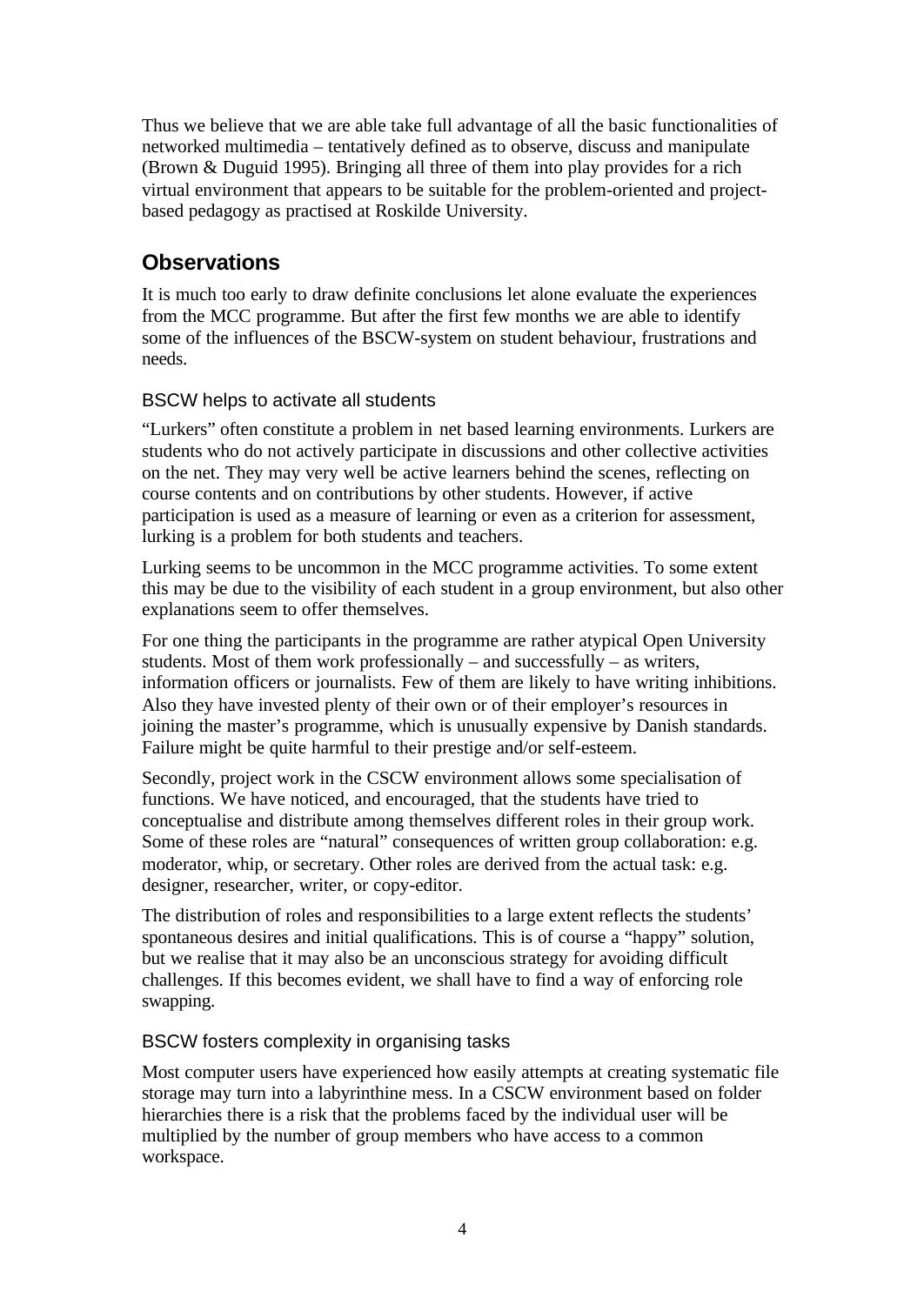Thus we believe that we are able take full advantage of all the basic functionalities of networked multimedia – tentatively defined as to observe, discuss and manipulate (Brown & Duguid 1995). Bringing all three of them into play provides for a rich virtual environment that appears to be suitable for the problem-oriented and project-based pedagogy as practised at Roskilde University.

## Observations

It is much too early to draw definite conclusions let alone evaluate the experiences from the MCC programme. But after the first few months we are able to identify some of the influences of the BSCW-system on student behaviour, frustrations and needs.

### BSCW helps to activate all students

"Lurkers" often constitute a problem in net based learning environments. Lurkers are students who do not actively participate in discussions and other collective activities on the net. They may very well be active learners behind the scenes, reflecting on course contents and on contributions by other students. However, if active participation is used as a measure of learning or even as a criterion for assessment, lurking is a problem for both students and teachers.

Lurking seems to be uncommon in the MCC programme activities. To some extent this may be due to the visibility of each student in a group environment, but also other explanations seem to offer themselves.

For one thing the participants in the programme are rather atypical Open University students. Most of them work professionally – and successfully – as writers, information officers or journalists. Few of them are likely to have writing inhibitions. Also they have invested plenty of their own or of their employer's resources in joining the master's programme, which is unusually expensive by Danish standards. Failure might be quite harmful to their prestige and/or self-esteem.

Secondly, project work in the CSCW environment allows some specialisation of functions. We have noticed, and encouraged, that the students have tried to conceptualise and distribute among themselves different roles in their group work. Some of these roles are "natural" consequences of written group collaboration: e.g. moderator, whip, or secretary. Other roles are derived from the actual task: e.g. designer, researcher, writer, or copy-editor.

The distribution of roles and responsibilities to a large extent reflects the students' spontaneous desires and initial qualifications. This is of course a "happy" solution, but we realise that it may also be an unconscious strategy for avoiding difficult challenges. If this becomes evident, we shall have to find a way of enforcing role swapping.

### BSCW fosters complexity in organising tasks

Most computer users have experienced how easily attempts at creating systematic file storage may turn into a labyrinthine mess. In a CSCW environment based on folder hierarchies there is a risk that the problems faced by the individual user will be multiplied by the number of group members who have access to a common workspace.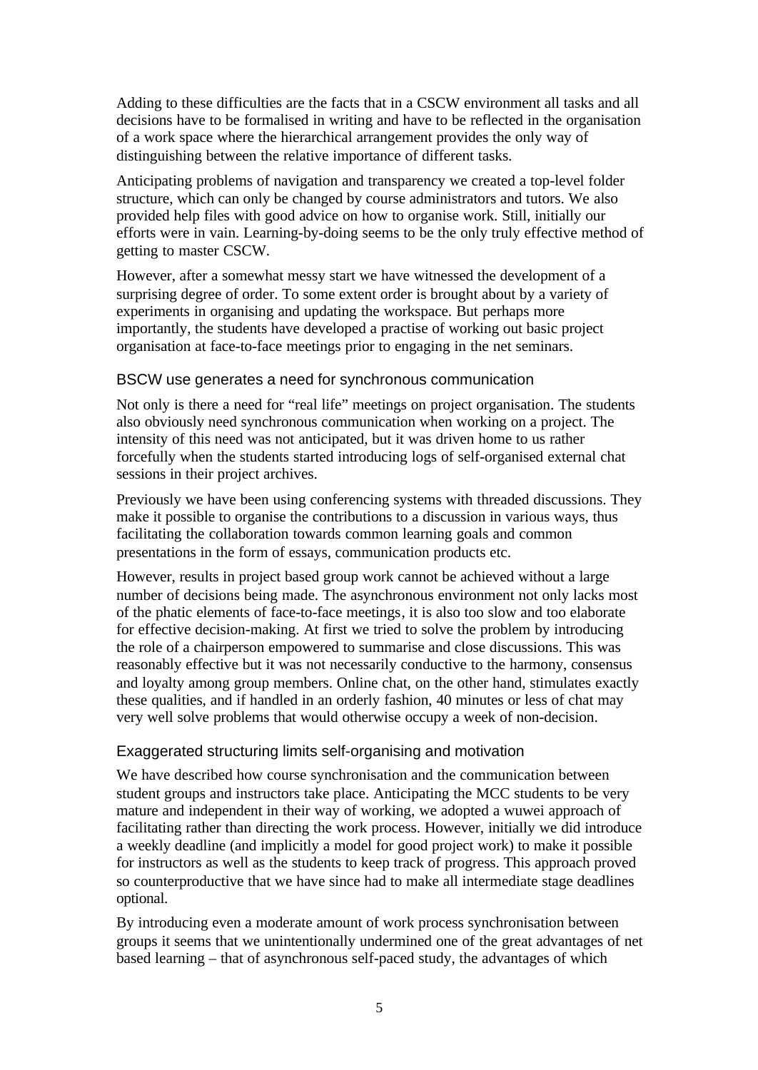Adding to these difficulties are the facts that in a CSCW environment all tasks and all decisions have to be formalised in writing and have to be reflected in the organisation of a work space where the hierarchical arrangement provides the only way of distinguishing between the relative importance of different tasks.

Anticipating problems of navigation and transparency we created a top-level folder structure, which can only be changed by course administrators and tutors. We also provided help files with good advice on how to organise work. Still, initially our efforts were in vain. Learning-by-doing seems to be the only truly effective method of getting to master CSCW.

However, after a somewhat messy start we have witnessed the development of a surprising degree of order. To some extent order is brought about by a variety of experiments in organising and updating the workspace. But perhaps more importantly, the students have developed a practise of working out basic project organisation at face-to-face meetings prior to engaging in the net seminars.

### BSCW use generates a need for synchronous communication

Not only is there a need for "real life" meetings on project organisation. The students also obviously need synchronous communication when working on a project. The intensity of this need was not anticipated, but it was driven home to us rather forcefully when the students started introducing logs of self-organised external chat sessions in their project archives.

Previously we have been using conferencing systems with threaded discussions. They make it possible to organise the contributions to a discussion in various ways, thus facilitating the collaboration towards common learning goals and common presentations in the form of essays, communication products etc.

However, results in project based group work cannot be achieved without a large number of decisions being made. The asynchronous environment not only lacks most of the phatic elements of face-to-face meetings, it is also too slow and too elaborate for effective decision-making. At first we tried to solve the problem by introducing the role of a chairperson empowered to summarise and close discussions. This was reasonably effective but it was not necessarily conductive to the harmony, consensus and loyalty among group members. Online chat, on the other hand, stimulates exactly these qualities, and if handled in an orderly fashion, 40 minutes or less of chat may very well solve problems that would otherwise occupy a week of non-decision.

### Exaggerated structuring limits self-organising and motivation

We have described how course synchronisation and the communication between student groups and instructors take place. Anticipating the MCC students to be very mature and independent in their way of working, we adopted a wuwei approach of facilitating rather than directing the work process. However, initially we did introduce a weekly deadline (and implicitly a model for good project work) to make it possible for instructors as well as the students to keep track of progress. This approach proved so counterproductive that we have since had to make all intermediate stage deadlines optional.

By introducing even a moderate amount of work process synchronisation between groups it seems that we unintentionally undermined one of the great advantages of net based learning – that of asynchronous self-paced study, the advantages of which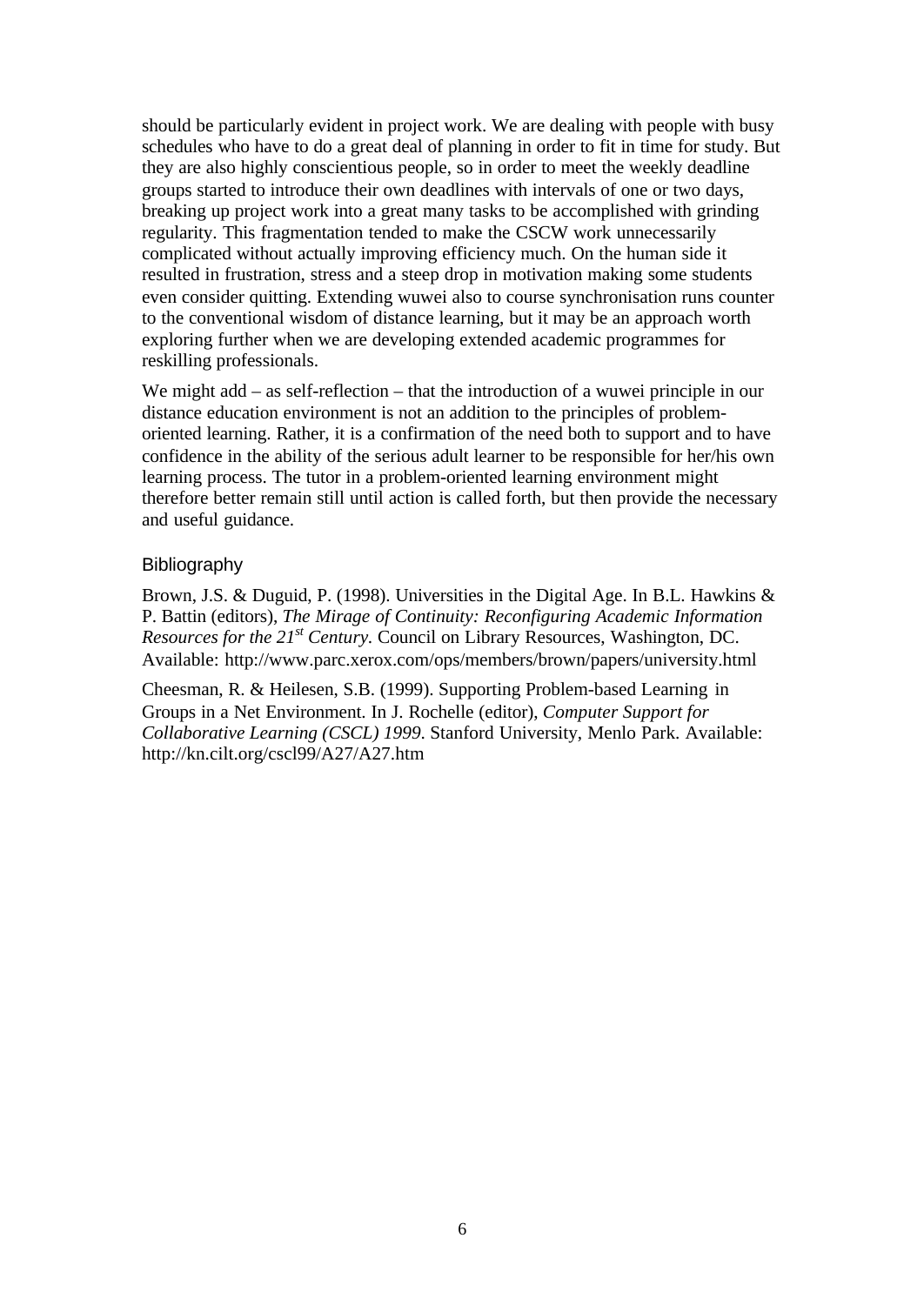should be particularly evident in project work. We are dealing with people with busy schedules who have to do a great deal of planning in order to fit in time for study. But they are also highly conscientious people, so in order to meet the weekly deadline groups started to introduce their own deadlines with intervals of one or two days, breaking up project work into a great many tasks to be accomplished with grinding regularity. This fragmentation tended to make the CSCW work unnecessarily complicated without actually improving efficiency much. On the human side it resulted in frustration, stress and a steep drop in motivation making some students even consider quitting. Extending wuwei also to course synchronisation runs counter to the conventional wisdom of distance learning, but it may be an approach worth exploring further when we are developing extended academic programmes for reskilling professionals.

We might add – as self-reflection – that the introduction of a wuwei principle in our distance education environment is not an addition to the principles of problem-oriented learning. Rather, it is a confirmation of the need both to support and to have confidence in the ability of the serious adult learner to be responsible for her/his own learning process. The tutor in a problem-oriented learning environment might therefore better remain still until action is called forth, but then provide the necessary and useful guidance.

## Bibliography

Brown, J.S. & Duguid, P. (1998). Universities in the Digital Age. In B.L. Hawkins & P. Battin (editors), *The Mirage of Continuity: Reconfiguring Academic Information Resources for the 21st Century*. Council on Library Resources, Washington, DC. Available: http://www.parc.xerox.com/ops/members/brown/papers/university.html

Cheesman, R. & Heilesen, S.B. (1999). Supporting Problem-based Learning in Groups in a Net Environment. In J. Rochelle (editor), *Computer Support for Collaborative Learning (CSCL) 1999*. Stanford University, Menlo Park. Available: http://kn.cilt.org/cscl99/A27/A27.htm